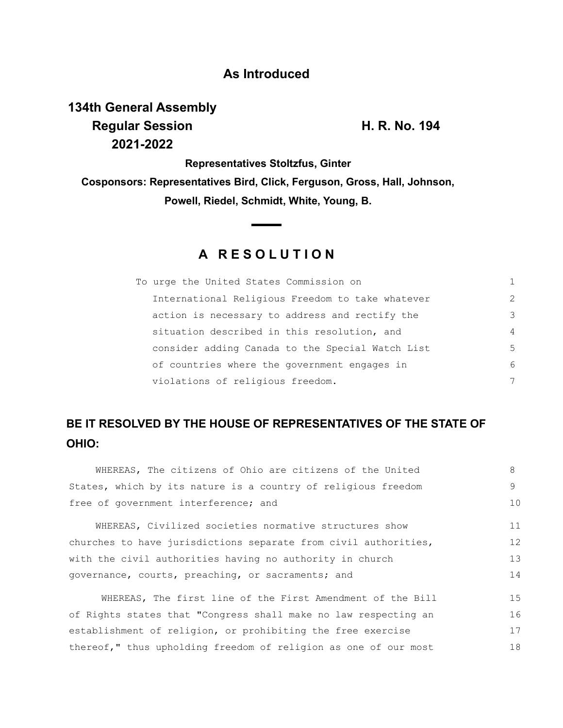## As Introduced

**134th General Assembly**
**Regular Session** **H. R. No. 194**
**2021-2022**

**Representatives Stoltzfus, Ginter**

**Cosponsors: Representatives Bird, Click, Ferguson, Gross, Hall, Johnson, Powell, Riedel, Schmidt, White, Young, B.**

# A RESOLUTION

To urge the United States Commission on International Religious Freedom to take whatever action is necessary to address and rectify the situation described in this resolution, and consider adding Canada to the Special Watch List of countries where the government engages in violations of religious freedom.

## BE IT RESOLVED BY THE HOUSE OF REPRESENTATIVES OF THE STATE OF OHIO:

WHEREAS, The citizens of Ohio are citizens of the United States, which by its nature is a country of religious freedom free of government interference; and

WHEREAS, Civilized societies normative structures show churches to have jurisdictions separate from civil authorities, with the civil authorities having no authority in church governance, courts, preaching, or sacraments; and

WHEREAS, The first line of the First Amendment of the Bill of Rights states that "Congress shall make no law respecting an establishment of religion, or prohibiting the free exercise thereof," thus upholding freedom of religion as one of our most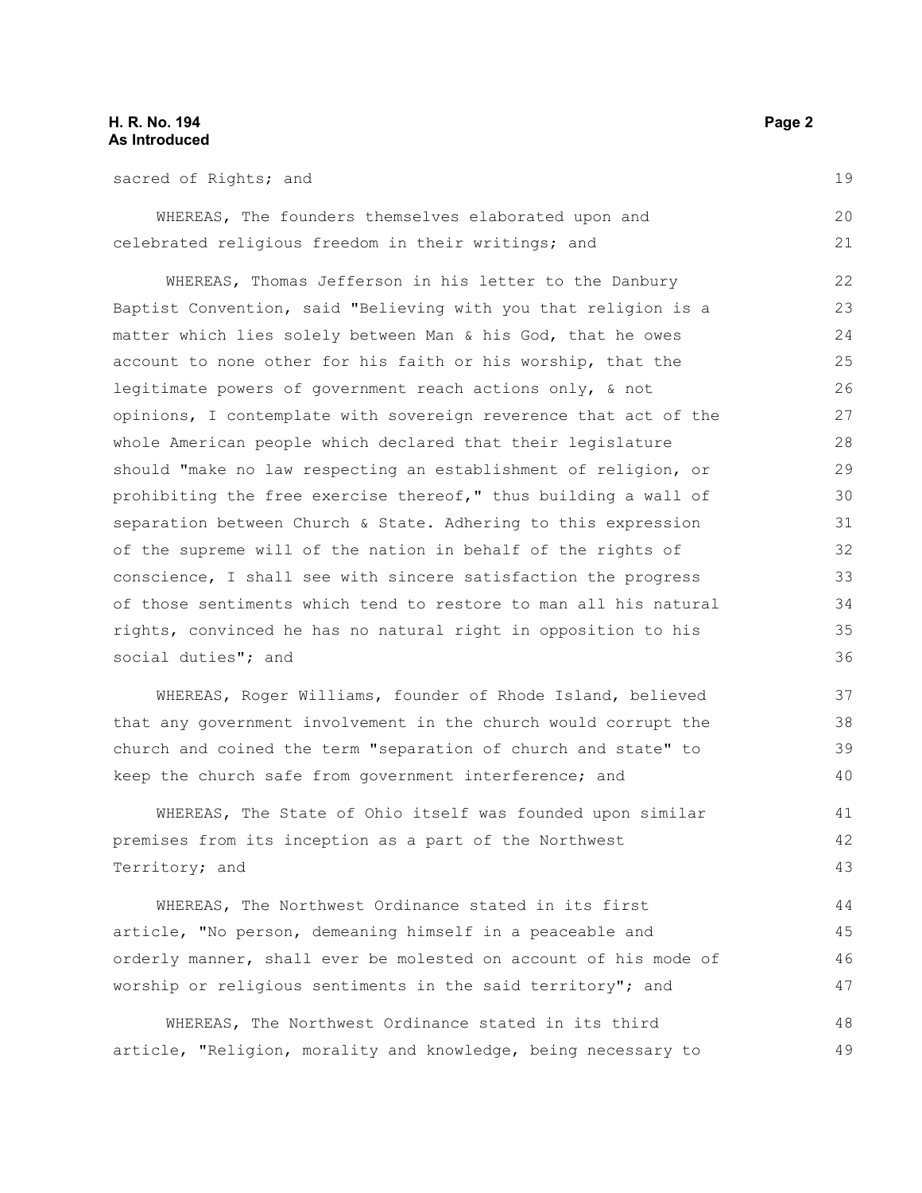sacred of Rights; and

WHEREAS, The founders themselves elaborated upon and celebrated religious freedom in their writings; and

WHEREAS, Thomas Jefferson in his letter to the Danbury Baptist Convention, said "Believing with you that religion is a matter which lies solely between Man & his God, that he owes account to none other for his faith or his worship, that the legitimate powers of government reach actions only, & not opinions, I contemplate with sovereign reverence that act of the whole American people which declared that their legislature should "make no law respecting an establishment of religion, or prohibiting the free exercise thereof," thus building a wall of separation between Church & State. Adhering to this expression of the supreme will of the nation in behalf of the rights of conscience, I shall see with sincere satisfaction the progress of those sentiments which tend to restore to man all his natural rights, convinced he has no natural right in opposition to his social duties"; and

WHEREAS, Roger Williams, founder of Rhode Island, believed that any government involvement in the church would corrupt the church and coined the term "separation of church and state" to keep the church safe from government interference; and

WHEREAS, The State of Ohio itself was founded upon similar premises from its inception as a part of the Northwest Territory; and

WHEREAS, The Northwest Ordinance stated in its first article, "No person, demeaning himself in a peaceable and orderly manner, shall ever be molested on account of his mode of worship or religious sentiments in the said territory"; and

WHEREAS, The Northwest Ordinance stated in its third article, "Religion, morality and knowledge, being necessary to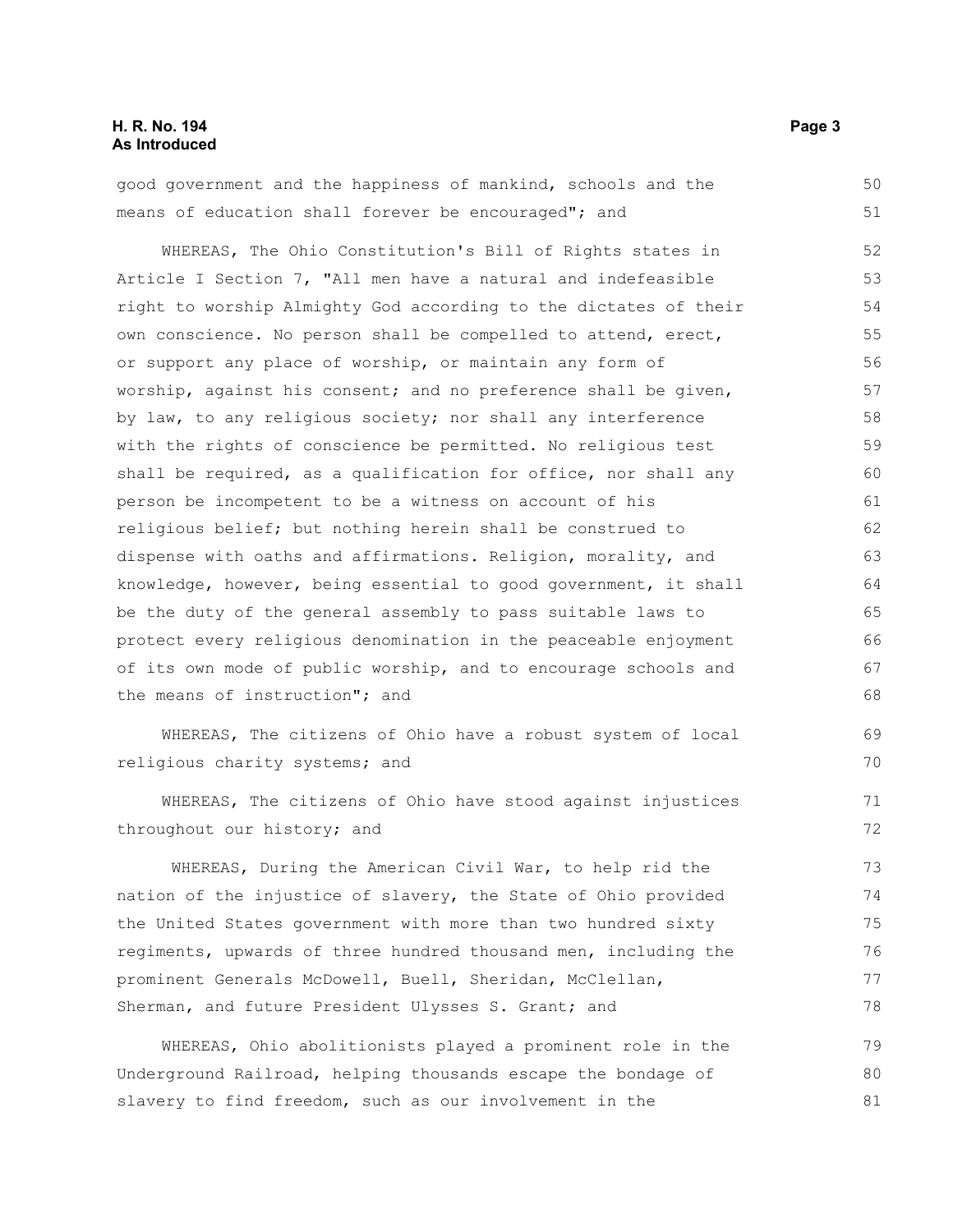good government and the happiness of mankind, schools and the means of education shall forever be encouraged"; and

WHEREAS, The Ohio Constitution's Bill of Rights states in Article I Section 7, "All men have a natural and indefeasible right to worship Almighty God according to the dictates of their own conscience. No person shall be compelled to attend, erect, or support any place of worship, or maintain any form of worship, against his consent; and no preference shall be given, by law, to any religious society; nor shall any interference with the rights of conscience be permitted. No religious test shall be required, as a qualification for office, nor shall any person be incompetent to be a witness on account of his religious belief; but nothing herein shall be construed to dispense with oaths and affirmations. Religion, morality, and knowledge, however, being essential to good government, it shall be the duty of the general assembly to pass suitable laws to protect every religious denomination in the peaceable enjoyment of its own mode of public worship, and to encourage schools and the means of instruction"; and

WHEREAS, The citizens of Ohio have a robust system of local religious charity systems; and

WHEREAS, The citizens of Ohio have stood against injustices throughout our history; and

WHEREAS, During the American Civil War, to help rid the nation of the injustice of slavery, the State of Ohio provided the United States government with more than two hundred sixty regiments, upwards of three hundred thousand men, including the prominent Generals McDowell, Buell, Sheridan, McClellan, Sherman, and future President Ulysses S. Grant; and

WHEREAS, Ohio abolitionists played a prominent role in the Underground Railroad, helping thousands escape the bondage of slavery to find freedom, such as our involvement in the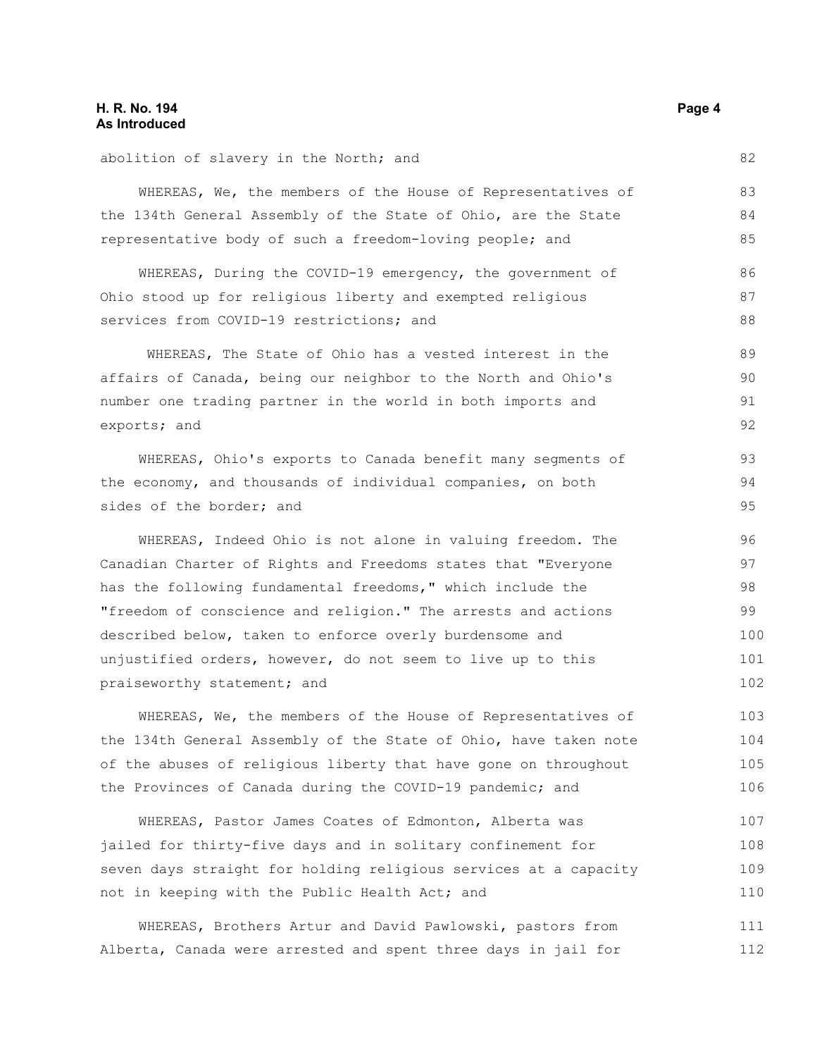abolition of slavery in the North; and

WHEREAS, We, the members of the House of Representatives of the 134th General Assembly of the State of Ohio, are the State representative body of such a freedom-loving people; and

WHEREAS, During the COVID-19 emergency, the government of Ohio stood up for religious liberty and exempted religious services from COVID-19 restrictions; and

WHEREAS, The State of Ohio has a vested interest in the affairs of Canada, being our neighbor to the North and Ohio's number one trading partner in the world in both imports and exports; and

WHEREAS, Ohio's exports to Canada benefit many segments of the economy, and thousands of individual companies, on both sides of the border; and

WHEREAS, Indeed Ohio is not alone in valuing freedom. The Canadian Charter of Rights and Freedoms states that "Everyone has the following fundamental freedoms," which include the "freedom of conscience and religion." The arrests and actions described below, taken to enforce overly burdensome and unjustified orders, however, do not seem to live up to this praiseworthy statement; and

WHEREAS, We, the members of the House of Representatives of the 134th General Assembly of the State of Ohio, have taken note of the abuses of religious liberty that have gone on throughout the Provinces of Canada during the COVID-19 pandemic; and

WHEREAS, Pastor James Coates of Edmonton, Alberta was jailed for thirty-five days and in solitary confinement for seven days straight for holding religious services at a capacity not in keeping with the Public Health Act; and

WHEREAS, Brothers Artur and David Pawlowski, pastors from Alberta, Canada were arrested and spent three days in jail for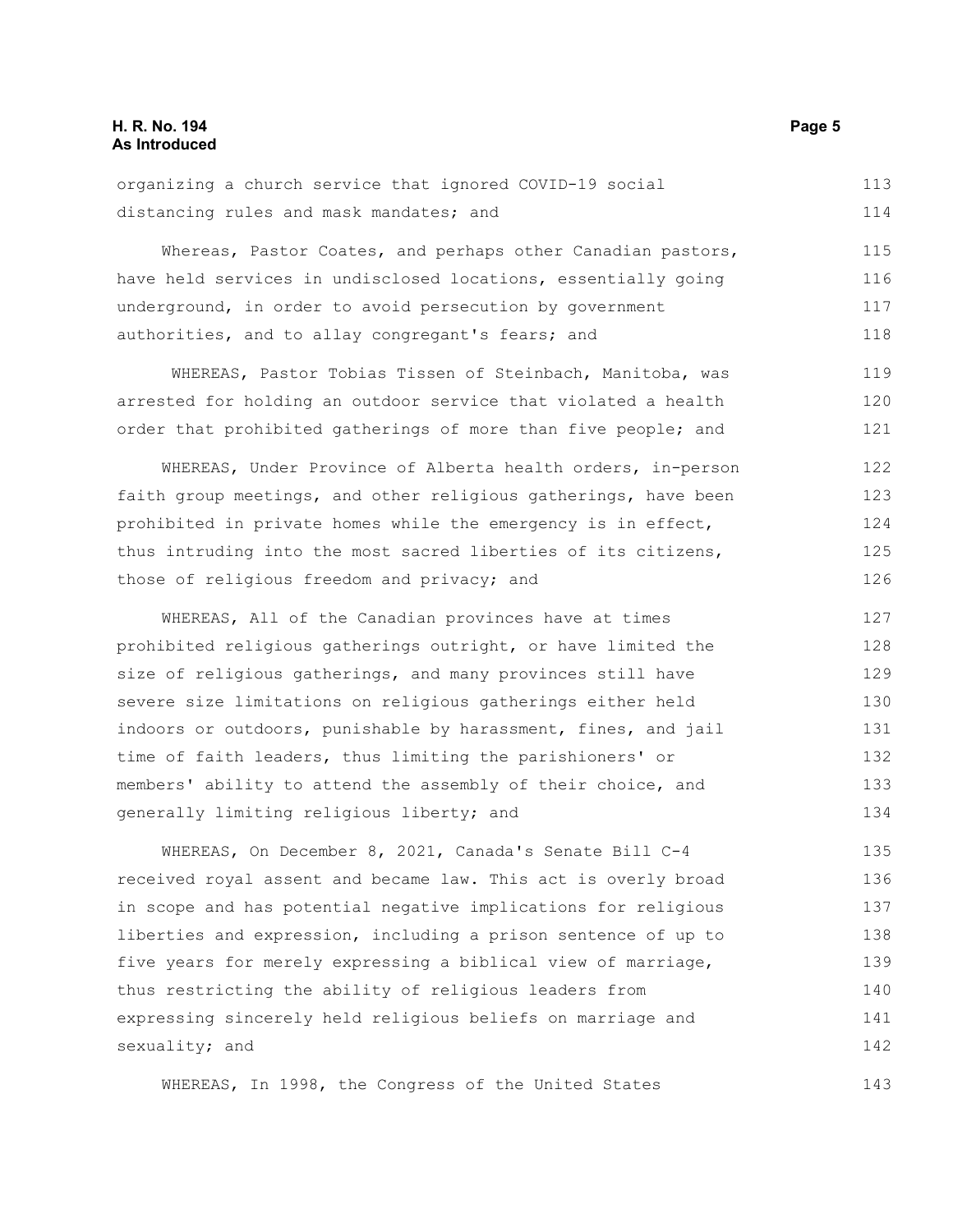organizing a church service that ignored COVID-19 social distancing rules and mask mandates; and

Whereas, Pastor Coates, and perhaps other Canadian pastors, have held services in undisclosed locations, essentially going underground, in order to avoid persecution by government authorities, and to allay congregant's fears; and

WHEREAS, Pastor Tobias Tissen of Steinbach, Manitoba, was arrested for holding an outdoor service that violated a health order that prohibited gatherings of more than five people; and

WHEREAS, Under Province of Alberta health orders, in-person faith group meetings, and other religious gatherings, have been prohibited in private homes while the emergency is in effect, thus intruding into the most sacred liberties of its citizens, those of religious freedom and privacy; and

WHEREAS, All of the Canadian provinces have at times prohibited religious gatherings outright, or have limited the size of religious gatherings, and many provinces still have severe size limitations on religious gatherings either held indoors or outdoors, punishable by harassment, fines, and jail time of faith leaders, thus limiting the parishioners' or members' ability to attend the assembly of their choice, and generally limiting religious liberty; and

WHEREAS, On December 8, 2021, Canada's Senate Bill C-4 received royal assent and became law. This act is overly broad in scope and has potential negative implications for religious liberties and expression, including a prison sentence of up to five years for merely expressing a biblical view of marriage, thus restricting the ability of religious leaders from expressing sincerely held religious beliefs on marriage and sexuality; and

WHEREAS, In 1998, the Congress of the United States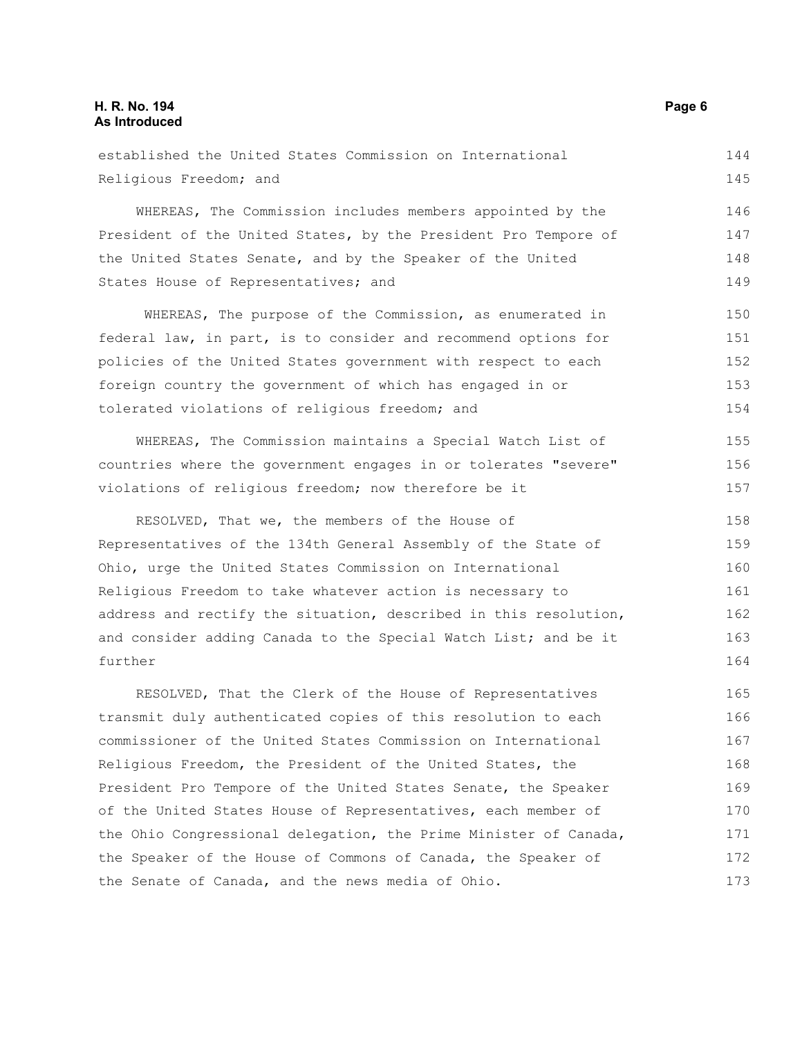established the United States Commission on International Religious Freedom; and

WHEREAS, The Commission includes members appointed by the President of the United States, by the President Pro Tempore of the United States Senate, and by the Speaker of the United States House of Representatives; and

WHEREAS, The purpose of the Commission, as enumerated in federal law, in part, is to consider and recommend options for policies of the United States government with respect to each foreign country the government of which has engaged in or tolerated violations of religious freedom; and

WHEREAS, The Commission maintains a Special Watch List of countries where the government engages in or tolerates "severe" violations of religious freedom; now therefore be it

RESOLVED, That we, the members of the House of Representatives of the 134th General Assembly of the State of Ohio, urge the United States Commission on International Religious Freedom to take whatever action is necessary to address and rectify the situation, described in this resolution, and consider adding Canada to the Special Watch List; and be it further

RESOLVED, That the Clerk of the House of Representatives transmit duly authenticated copies of this resolution to each commissioner of the United States Commission on International Religious Freedom, the President of the United States, the President Pro Tempore of the United States Senate, the Speaker of the United States House of Representatives, each member of the Ohio Congressional delegation, the Prime Minister of Canada, the Speaker of the House of Commons of Canada, the Speaker of the Senate of Canada, and the news media of Ohio.